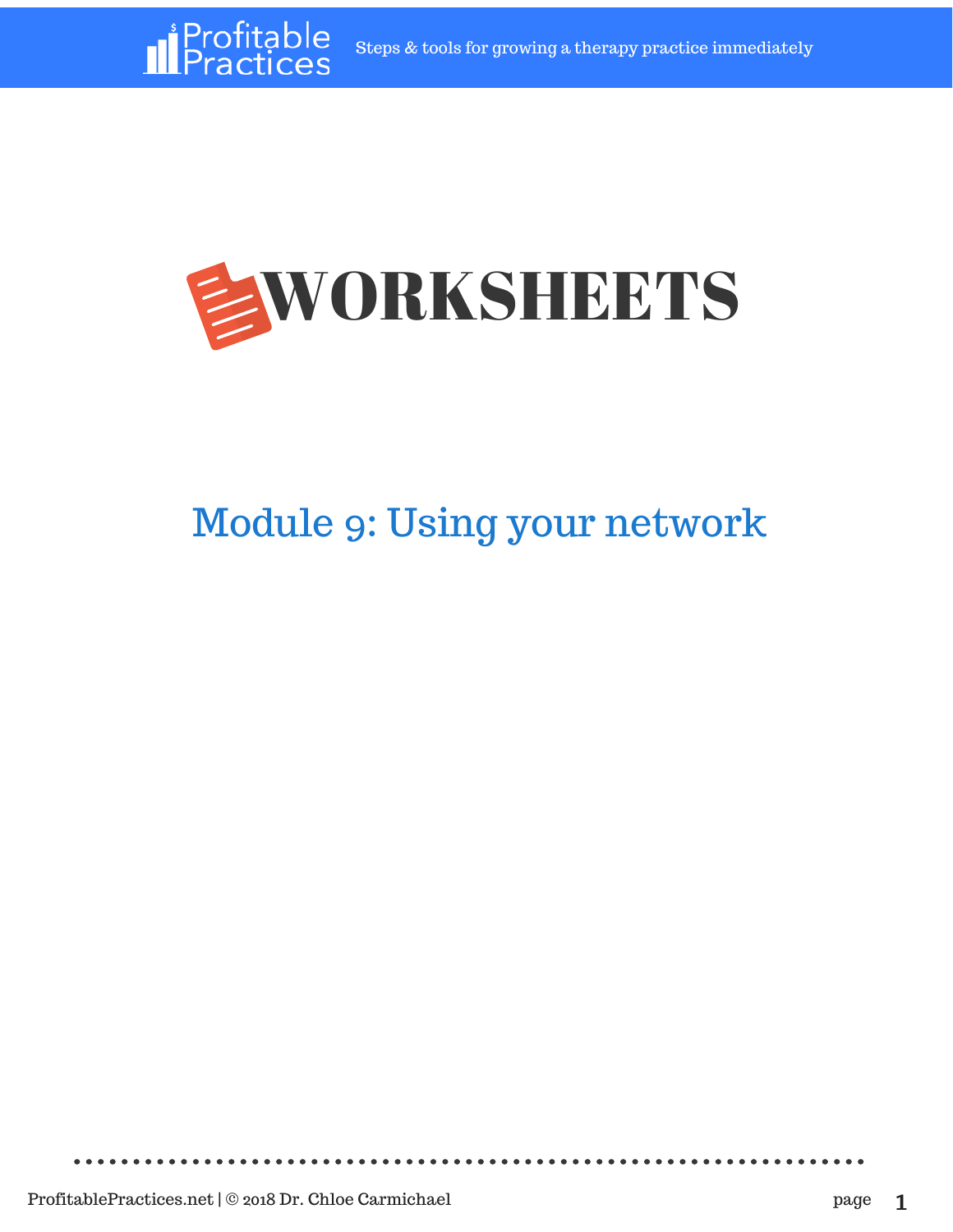# WORKSHEETS

## Module 9: Using your network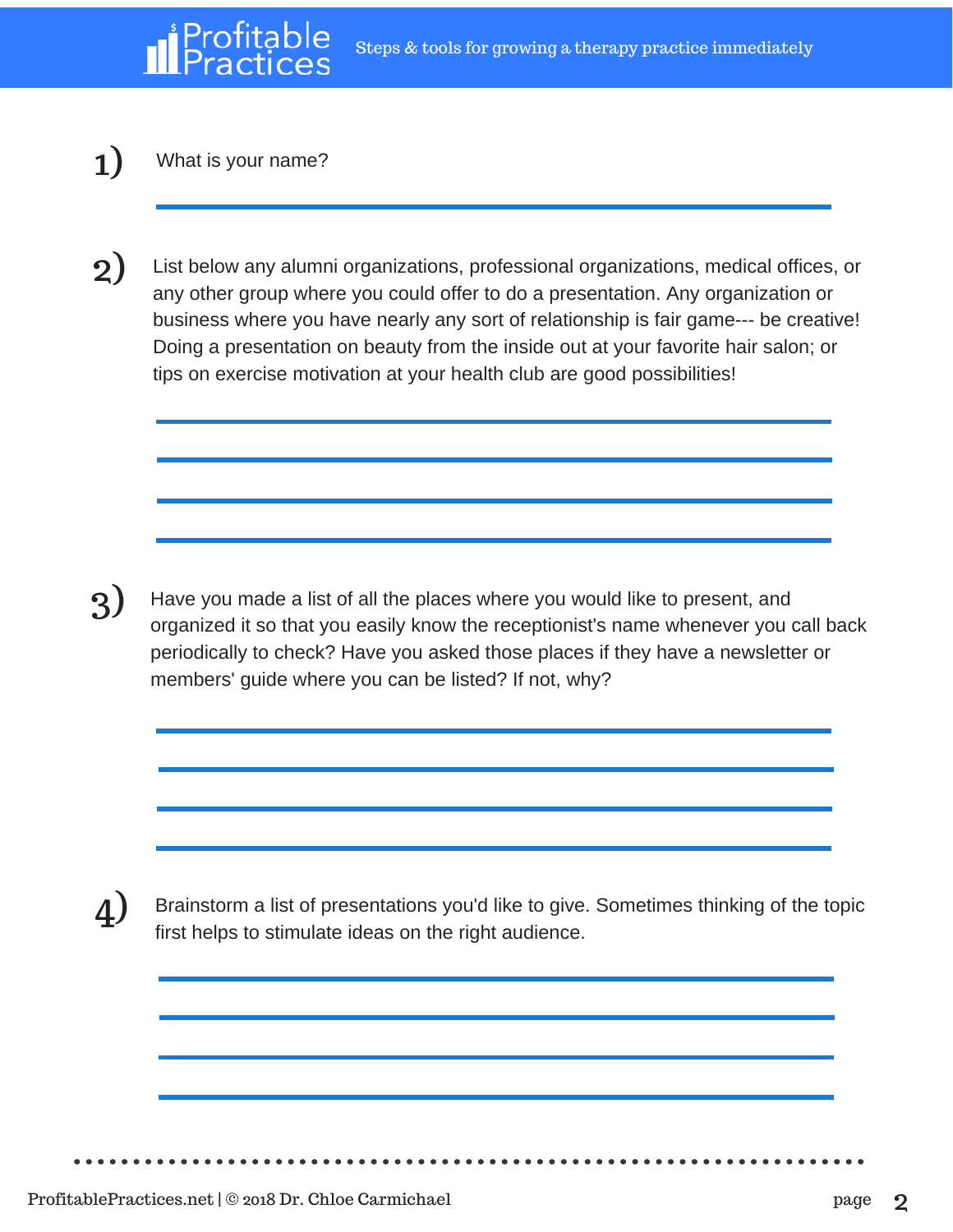1) What is your name?

2) List below any alumni organizations, professional organizations, medical offices, or any other group where you could offer to do a presentation. Any organization or business where you have nearly any sort of relationship is fair game--- be creative! Doing a presentation on beauty from the inside out at your favorite hair salon; or tips on exercise motivation at your health club are good possibilities!

3) Have you made a list of all the places where you would like to present, and organized it so that you easily know the receptionist's name whenever you call back periodically to check? Have you asked those places if they have a newsletter or members' guide where you can be listed? If not, why?

4) Brainstorm a list of presentations you'd like to give. Sometimes thinking of the topic first helps to stimulate ideas on the right audience.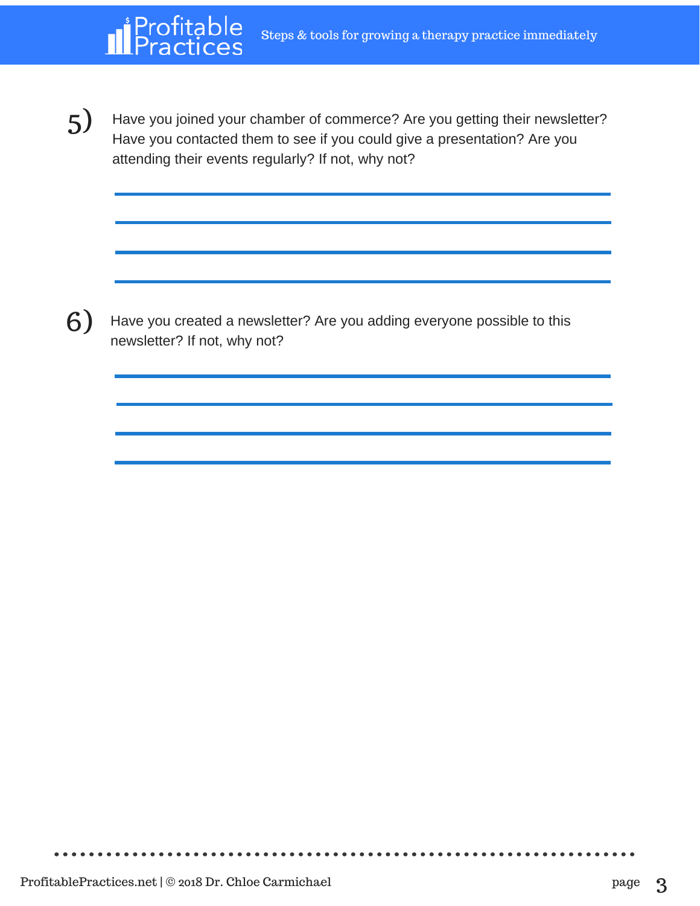5) Have you joined your chamber of commerce? Are you getting their newsletter? Have you contacted them to see if you could give a presentation? Are you attending their events regularly? If not, why not?

6) Have you created a newsletter? Are you adding everyone possible to this newsletter? If not, why not?